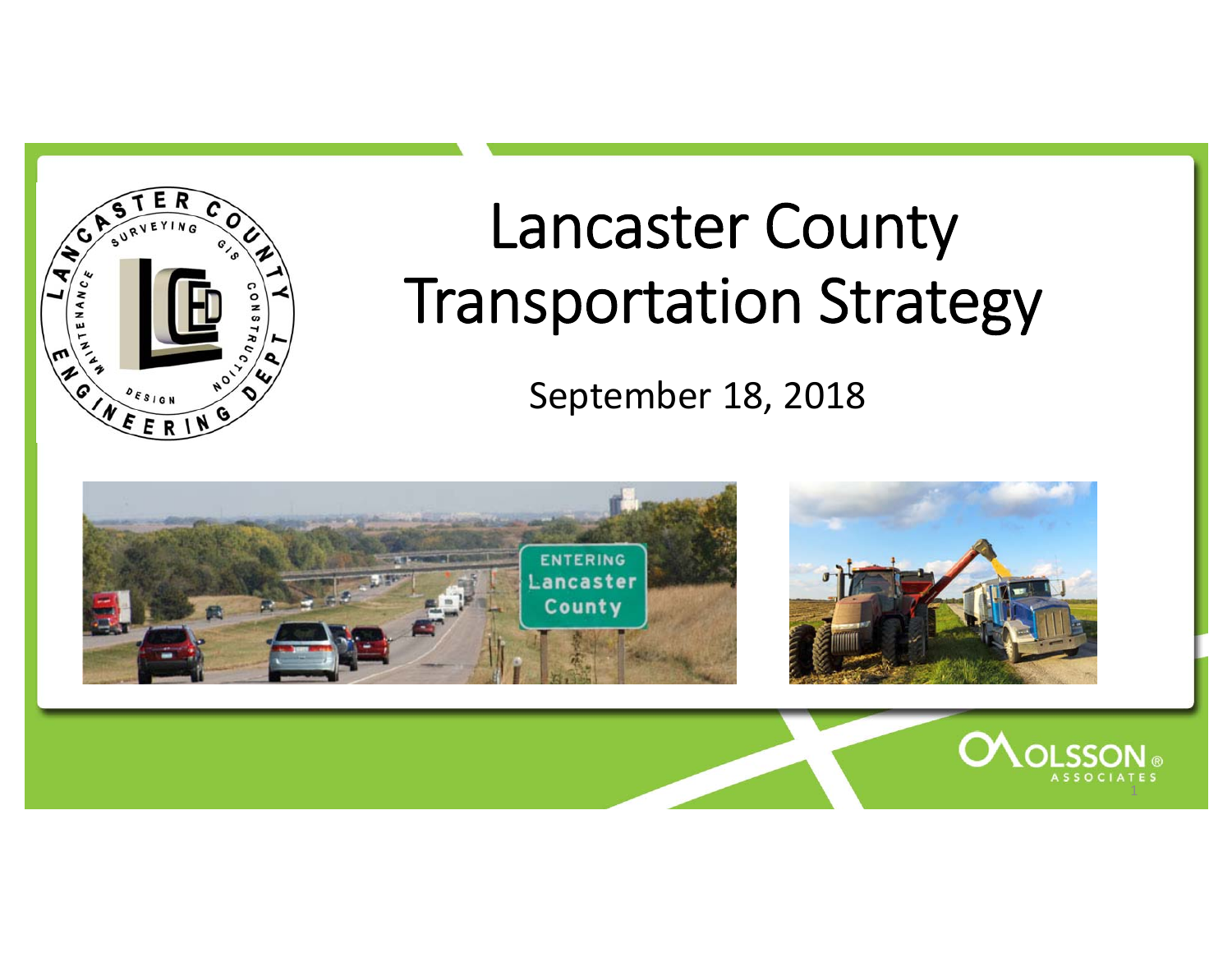# Lancaster County Transportation Strategy

September 18, 2018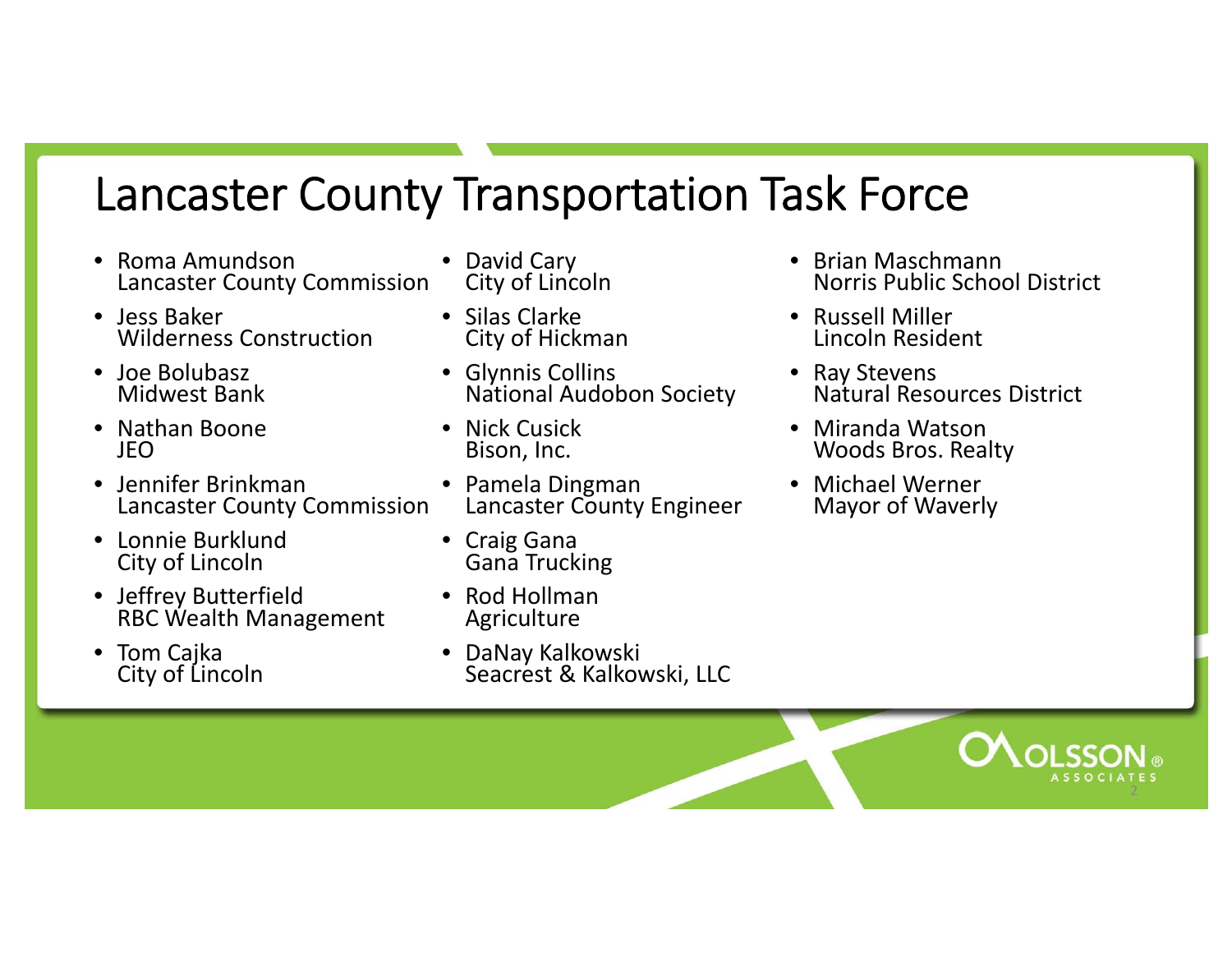# Lancaster County Transportation Task Force

- Roma Amundson
  Lancaster County Commission
- Jess Baker
  Wilderness Construction
- Joe Bolubasz
  Midwest Bank
- Nathan Boone
  JEO
- Jennifer Brinkman
  Lancaster County Commission
- Lonnie Burklund
  City of Lincoln
- Jeffrey Butterfield
  RBC Wealth Management
- Tom Cajka
  City of Lincoln
- David Cary
  City of Lincoln
- Silas Clarke
  City of Hickman
- Glynnis Collins
  National Audobon Society
- Nick Cusick
  Bison, Inc.
- Pamela Dingman
  Lancaster County Engineer
- Craig Gana
  Gana Trucking
- Rod Hollman
  Agriculture
- DaNay Kalkowski
  Seacrest & Kalkowski, LLC
- Brian Maschmann
  Norris Public School District
- Russell Miller
  Lincoln Resident
- Ray Stevens
  Natural Resources District
- Miranda Watson
  Woods Bros. Realty
- Michael Werner
  Mayor of Waverly

OLSSON® ASSOCIATES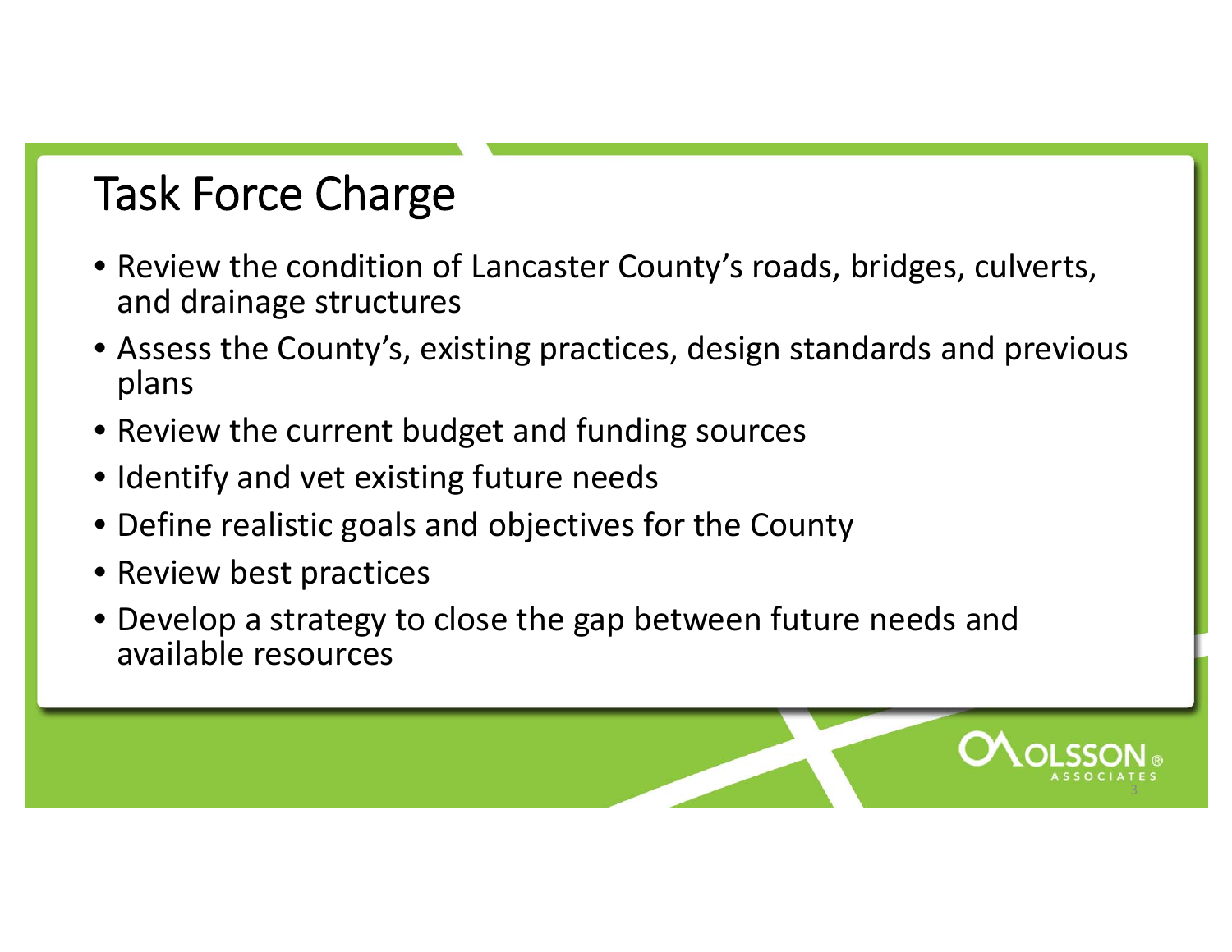# Task Force Charge

- Review the condition of Lancaster County's roads, bridges, culverts, and drainage structures
- Assess the County's, existing practices, design standards and previous plans
- Review the current budget and funding sources
- Identify and vet existing future needs
- Define realistic goals and objectives for the County
- Review best practices
- Develop a strategy to close the gap between future needs and available resources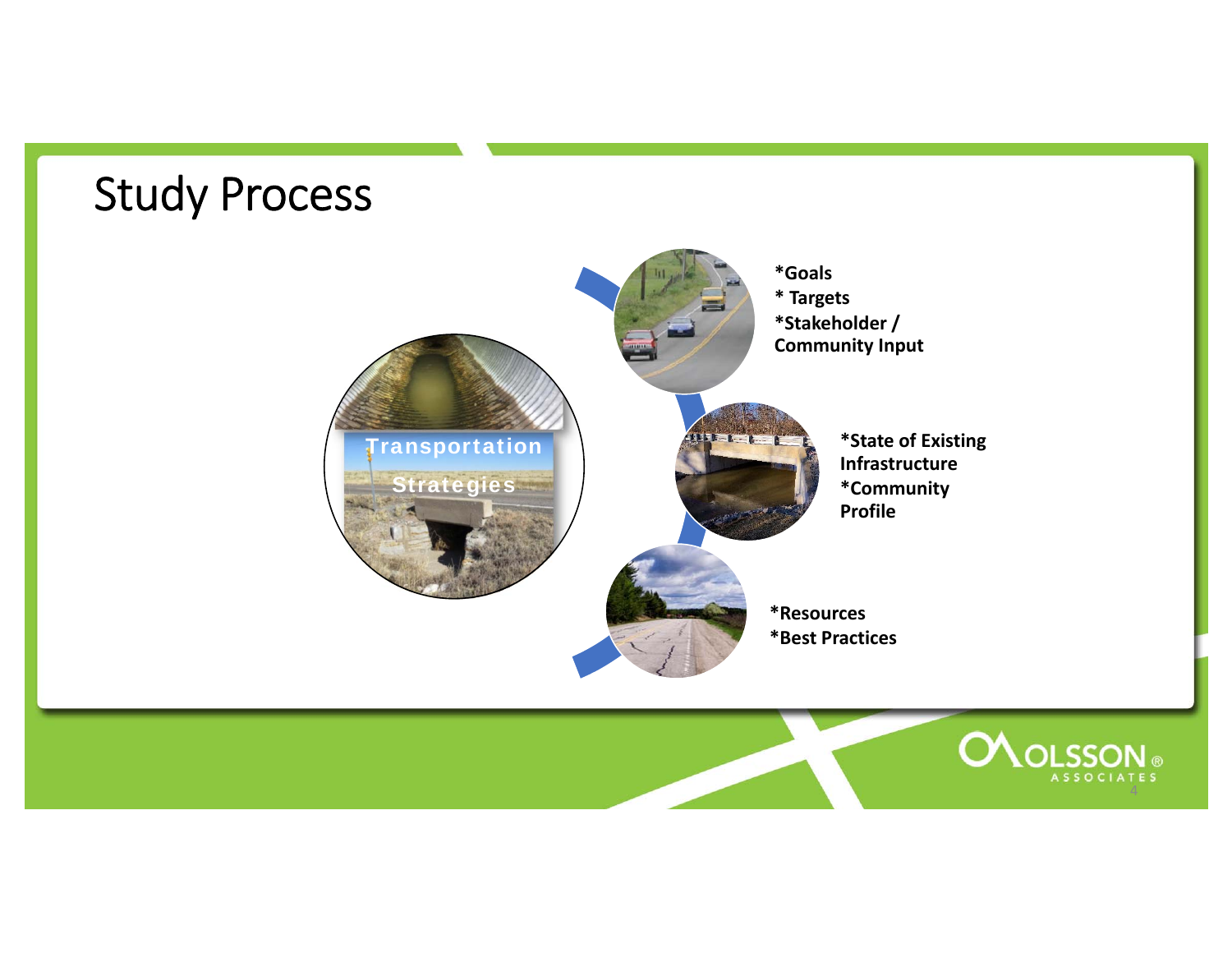# Study Process

Transportation Strategies

*Goals
* Targets
*Stakeholder / Community Input

*State of Existing Infrastructure
*Community Profile

*Resources
*Best Practices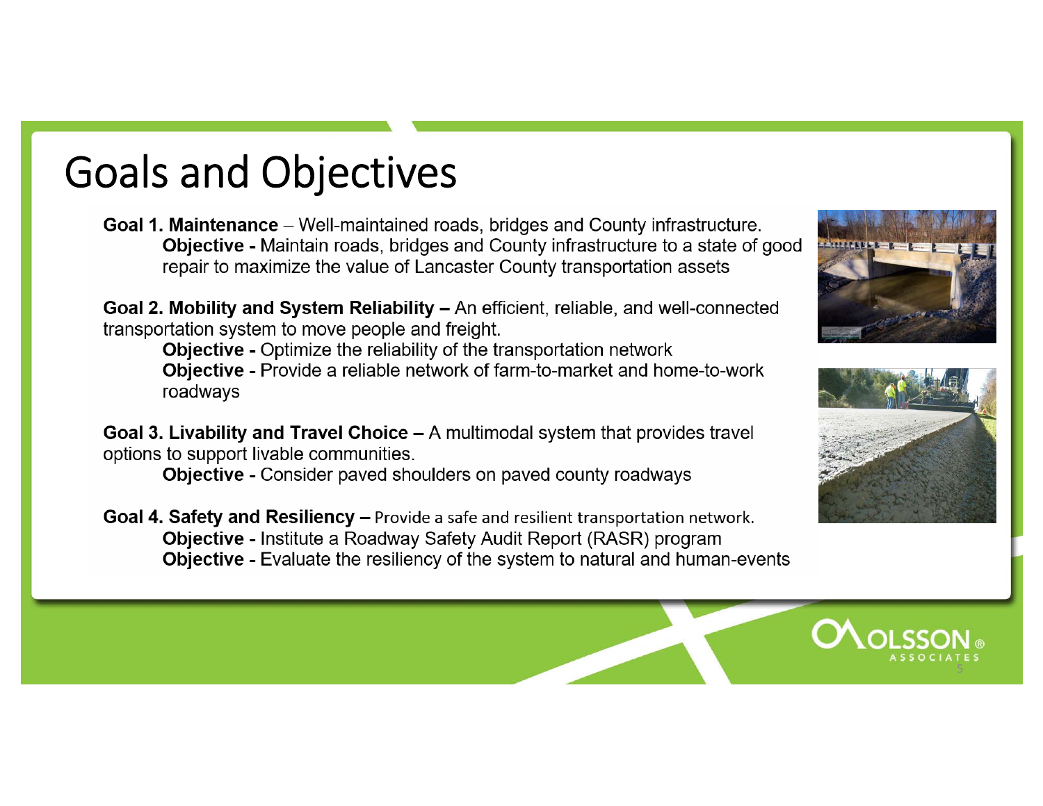# Goals and Objectives

**Goal 1. Maintenance** – Well-maintained roads, bridges and County infrastructure.

- **Objective -** Maintain roads, bridges and County infrastructure to a state of good repair to maximize the value of Lancaster County transportation assets

**Goal 2. Mobility and System Reliability –** An efficient, reliable, and well-connected transportation system to move people and freight.

- **Objective -** Optimize the reliability of the transportation network
- **Objective -** Provide a reliable network of farm-to-market and home-to-work roadways

**Goal 3. Livability and Travel Choice –** A multimodal system that provides travel options to support livable communities.

- **Objective -** Consider paved shoulders on paved county roadways

**Goal 4. Safety and Resiliency –** Provide a safe and resilient transportation network.

- **Objective -** Institute a Roadway Safety Audit Report (RASR) program
- **Objective -** Evaluate the resiliency of the system to natural and human-events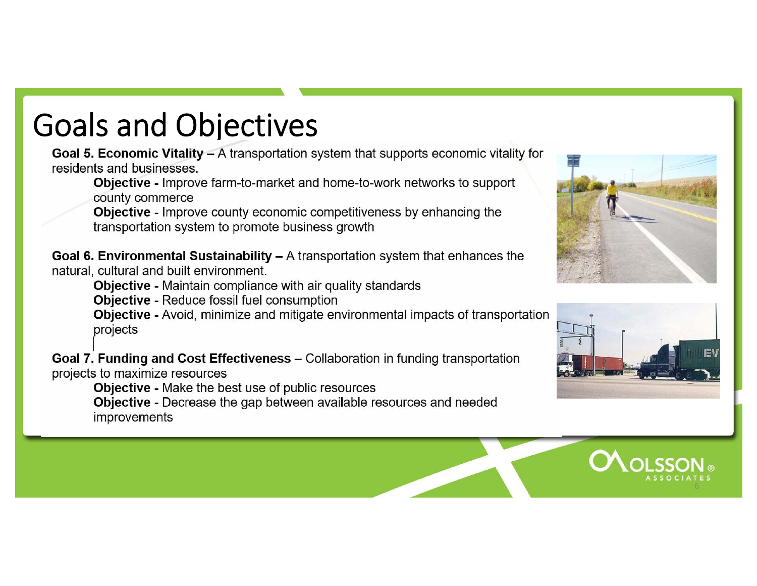# Goals and Objectives

**Goal 5. Economic Vitality –** A transportation system that supports economic vitality for residents and businesses.

- **Objective -** Improve farm-to-market and home-to-work networks to support county commerce
- **Objective -** Improve county economic competitiveness by enhancing the transportation system to promote business growth

**Goal 6. Environmental Sustainability –** A transportation system that enhances the natural, cultural and built environment.

- **Objective -** Maintain compliance with air quality standards
- **Objective -** Reduce fossil fuel consumption
- **Objective -** Avoid, minimize and mitigate environmental impacts of transportation projects

**Goal 7. Funding and Cost Effectiveness –** Collaboration in funding transportation projects to maximize resources

- **Objective -** Make the best use of public resources
- **Objective -** Decrease the gap between available resources and needed improvements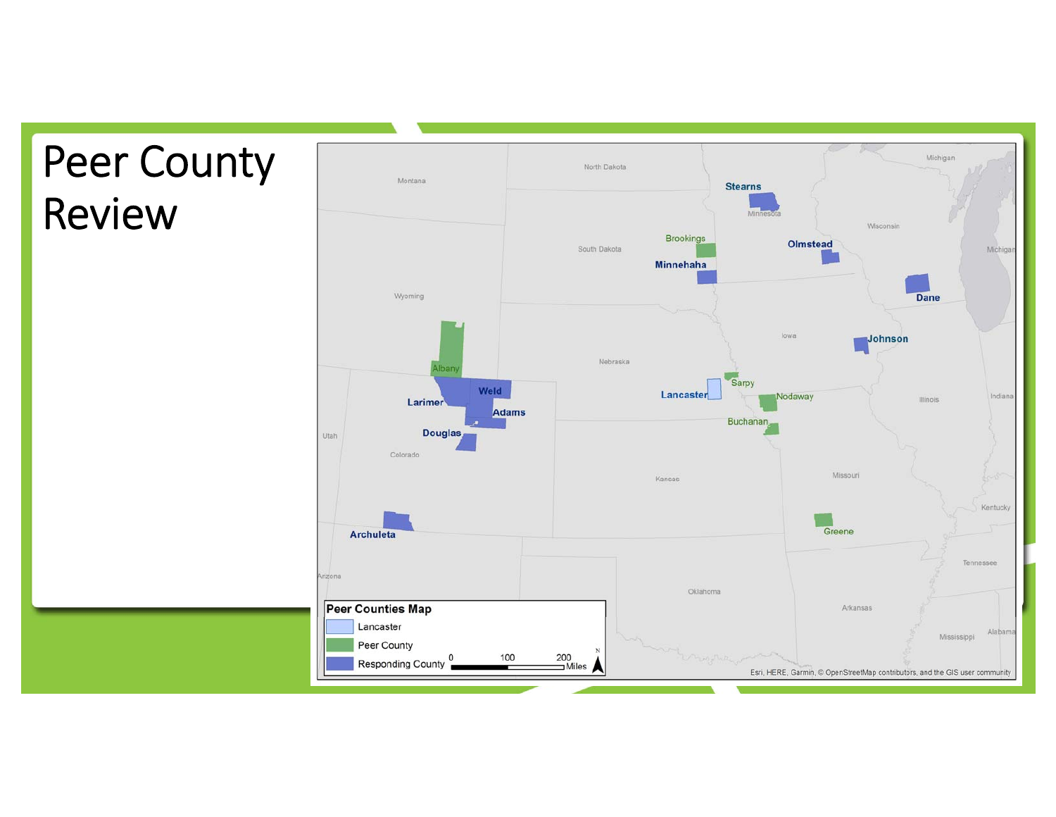# Peer County Review

**Peer Counties Map**

- Lancaster
- Peer County
- Responding County

Responding Counties: Stearns, Olmstead, Minnehaha, Dane, Johnson, Weld, Larimer, Adams, Douglas, Archuleta

Peer Counties: Brookings, Albany, Sarpy, Nodaway, Buchanan, Greene

Lancaster

0 100 200 Miles

N

Esri, HERE, Garmin, © OpenStreetMap contributors, and the GIS user community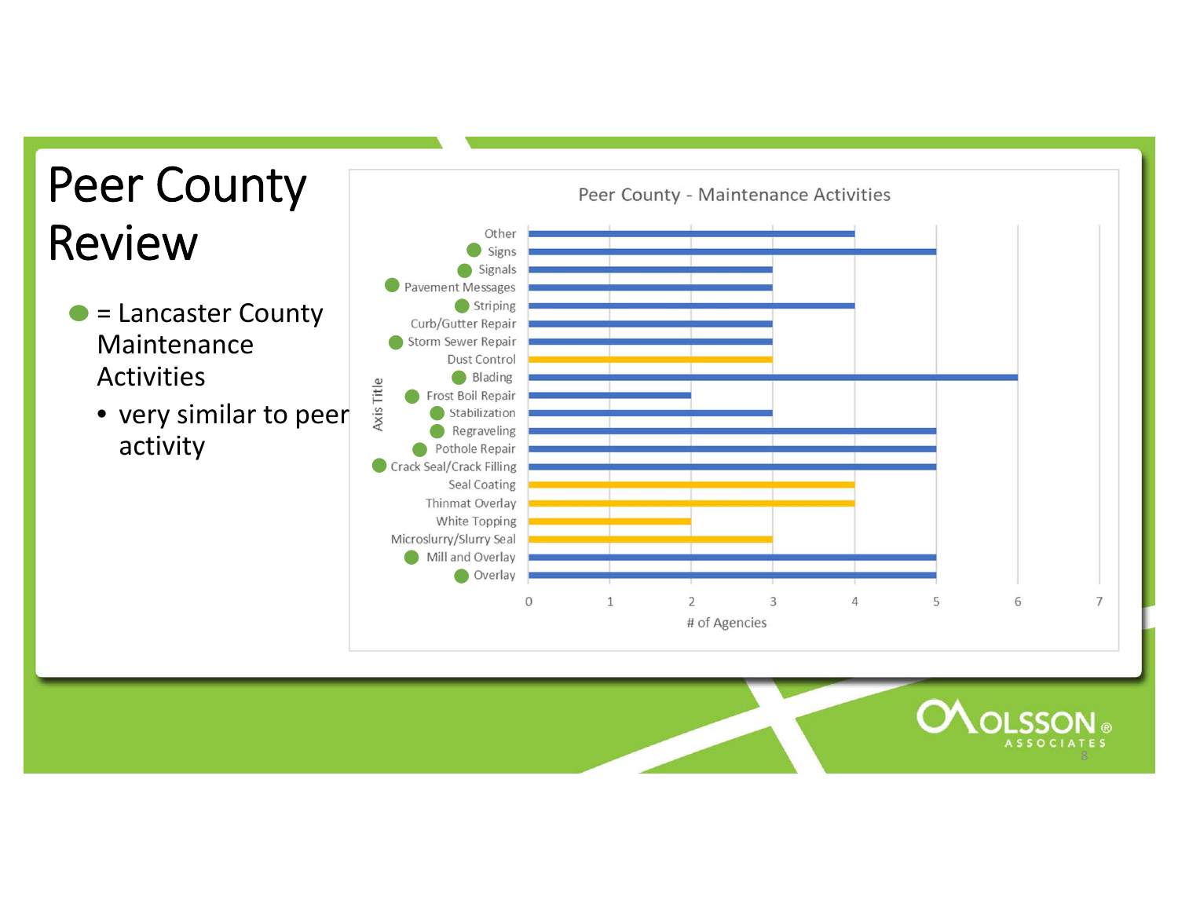# Peer County Review

- ● = Lancaster County Maintenance Activities
  - very similar to peer activity

**Peer County - Maintenance Activities**

| Activity | Lancaster County (●) | # of Agencies |
|---|---|---|
| Other | | 4 |
| Signs | ● | 5 |
| Signals | ● | 3 |
| Pavement Messages | ● | 3 |
| Striping | ● | 4 |
| Curb/Gutter Repair | | 3 |
| Storm Sewer Repair | ● | 3 |
| Dust Control | | 3 |
| Blading | ● | 6 |
| Frost Boil Repair | ● | 2 |
| Stabilization | ● | 3 |
| Regraveling | ● | 5 |
| Pothole Repair | ● | 5 |
| Crack Seal/Crack Filling | ● | 5 |
| Seal Coating | | 4 |
| Thinmat Overlay | | 4 |
| White Topping | | 2 |
| Microslurry/Slurry Seal | | 3 |
| Mill and Overlay | ● | 5 |
| Overlay | ● | 5 |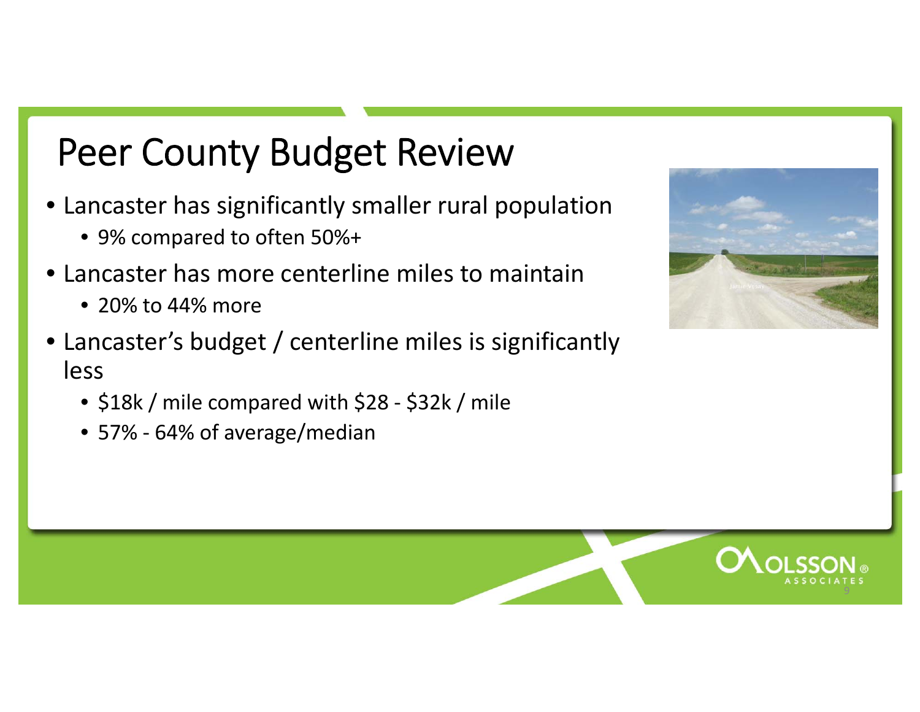# Peer County Budget Review

- Lancaster has significantly smaller rural population
  - 9% compared to often 50%+
- Lancaster has more centerline miles to maintain
  - 20% to 44% more
- Lancaster's budget / centerline miles is significantly less
  - $18k / mile compared with $28 - $32k / mile
  - 57% - 64% of average/median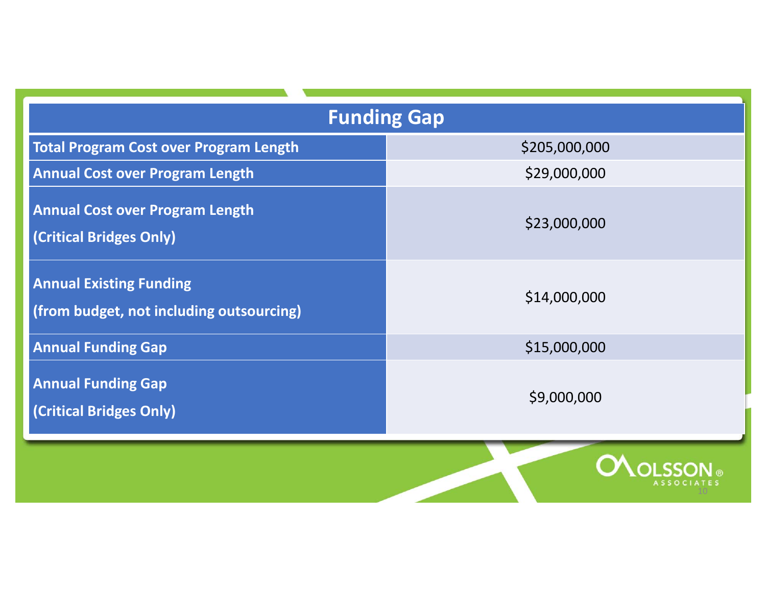| Funding Gap | |
|---|---|
| **Total Program Cost over Program Length** | $205,000,000 |
| **Annual Cost over Program Length** | $29,000,000 |
| **Annual Cost over Program Length (Critical Bridges Only)** | $23,000,000 |
| **Annual Existing Funding (from budget, not including outsourcing)** | $14,000,000 |
| **Annual Funding Gap** | $15,000,000 |
| **Annual Funding Gap (Critical Bridges Only)** | $9,000,000 |

OLSSON® ASSOCIATES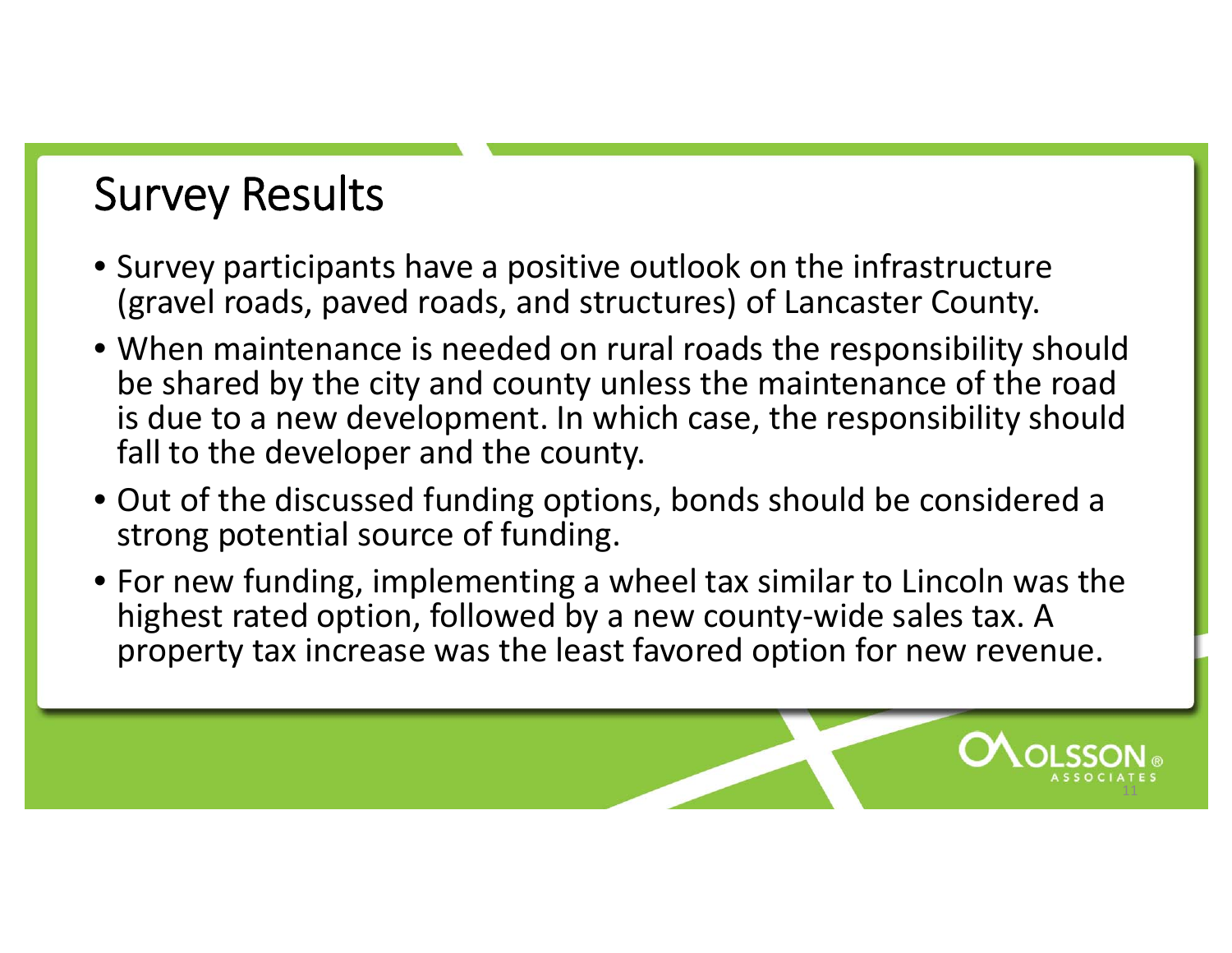# Survey Results

- Survey participants have a positive outlook on the infrastructure (gravel roads, paved roads, and structures) of Lancaster County.
- When maintenance is needed on rural roads the responsibility should be shared by the city and county unless the maintenance of the road is due to a new development. In which case, the responsibility should fall to the developer and the county.
- Out of the discussed funding options, bonds should be considered a strong potential source of funding.
- For new funding, implementing a wheel tax similar to Lincoln was the highest rated option, followed by a new county-wide sales tax. A property tax increase was the least favored option for new revenue.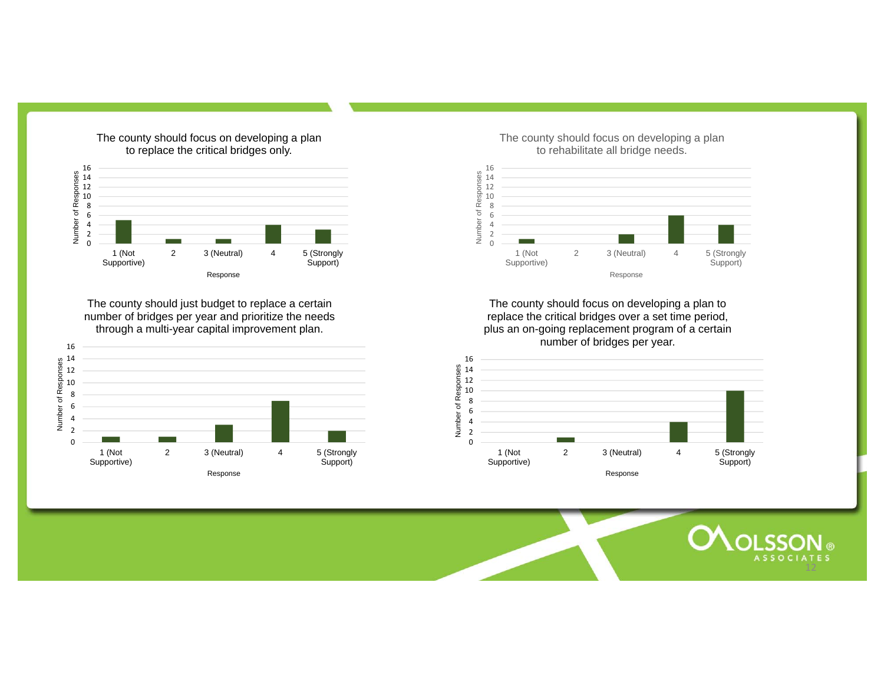### The county should focus on developing a plan to replace the critical bridges only.

| Response | Number of Responses |
|---|---|
| 1 (Not Supportive) | 5 |
| 2 | 1 |
| 3 (Neutral) | 1 |
| 4 | 4 |
| 5 (Strongly Support) | 3 |

### The county should focus on developing a plan to rehabilitate all bridge needs.

| Response | Number of Responses |
|---|---|
| 1 (Not Supportive) | 1 |
| 2 | 0 |
| 3 (Neutral) | 2 |
| 4 | 6 |
| 5 (Strongly Support) | 4 |

### The county should just budget to replace a certain number of bridges per year and prioritize the needs through a multi-year capital improvement plan.

| Response | Number of Responses |
|---|---|
| 1 (Not Supportive) | 1 |
| 2 | 1 |
| 3 (Neutral) | 3 |
| 4 | 7 |
| 5 (Strongly Support) | 2 |

### The county should focus on developing a plan to replace the critical bridges over a set time period, plus an on-going replacement program of a certain number of bridges per year.

| Response | Number of Responses |
|---|---|
| 1 (Not Supportive) | 0 |
| 2 | 1 |
| 3 (Neutral) | 0 |
| 4 | 4 |
| 5 (Strongly Support) | 10 |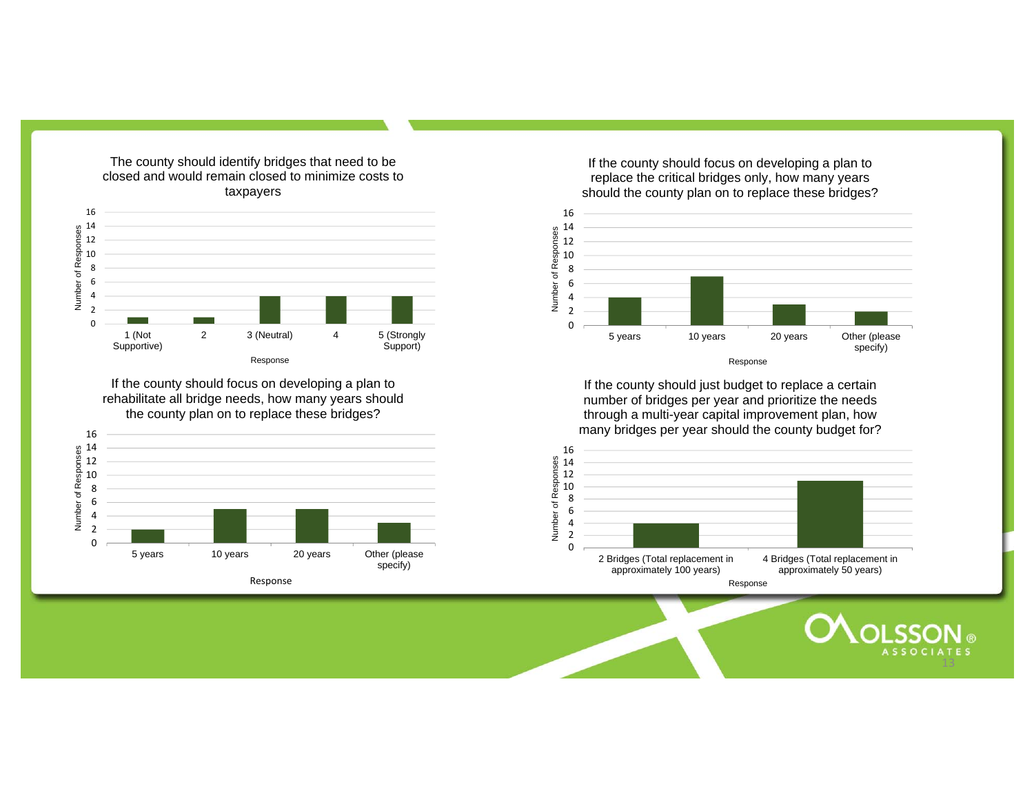### The county should identify bridges that need to be closed and would remain closed to minimize costs to taxpayers

| Response | Number of Responses |
| --- | --- |
| 1 (Not Supportive) | 1 |
| 2 | 1 |
| 3 (Neutral) | 4 |
| 4 | 4 |
| 5 (Strongly Support) | 4 |

### If the county should focus on developing a plan to replace the critical bridges only, how many years should the county plan on to replace these bridges?

| Response | Number of Responses |
| --- | --- |
| 5 years | 4 |
| 10 years | 7 |
| 20 years | 3 |
| Other (please specify) | 2 |

### If the county should focus on developing a plan to rehabilitate all bridge needs, how many years should the county plan on to replace these bridges?

| Response | Number of Responses |
| --- | --- |
| 5 years | 2 |
| 10 years | 5 |
| 20 years | 5 |
| Other (please specify) | 3 |

### If the county should just budget to replace a certain number of bridges per year and prioritize the needs through a multi-year capital improvement plan, how many bridges per year should the county budget for?

| Response | Number of Responses |
| --- | --- |
| 2 Bridges (Total replacement in approximately 100 years) | 4 |
| 4 Bridges (Total replacement in approximately 50 years) | 11 |

OLSSON® ASSOCIATES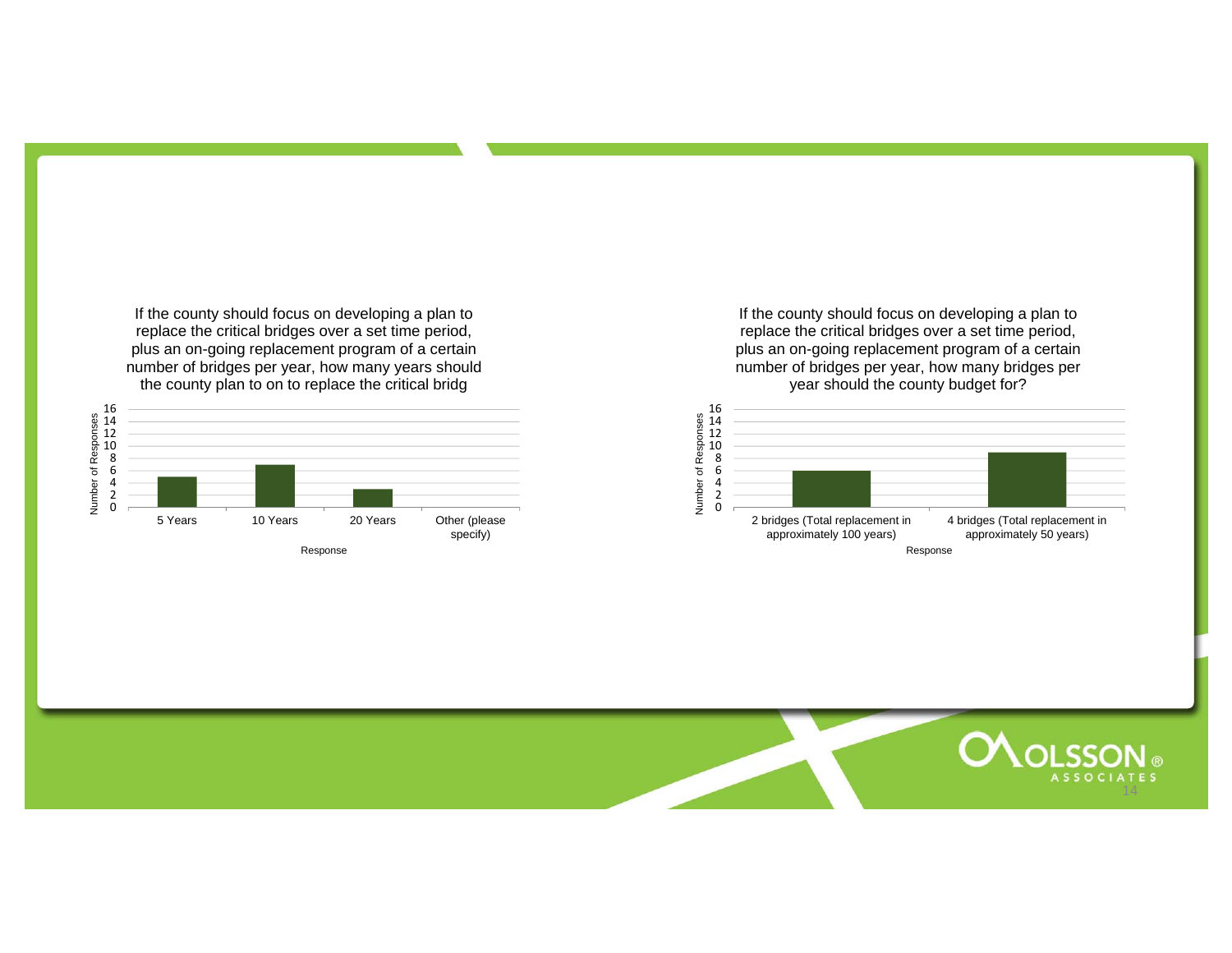If the county should focus on developing a plan to replace the critical bridges over a set time period, plus an on-going replacement program of a certain number of bridges per year, how many years should the county plan to on to replace the critical bridg

| Response | Number of Responses |
|---|---|
| 5 Years | 5 |
| 10 Years | 7 |
| 20 Years | 3 |
| Other (please specify) | 0 |

If the county should focus on developing a plan to replace the critical bridges over a set time period, plus an on-going replacement program of a certain number of bridges per year, how many bridges per year should the county budget for?

| Response | Number of Responses |
|---|---|
| 2 bridges (Total replacement in approximately 100 years) | 6 |
| 4 bridges (Total replacement in approximately 50 years) | 9 |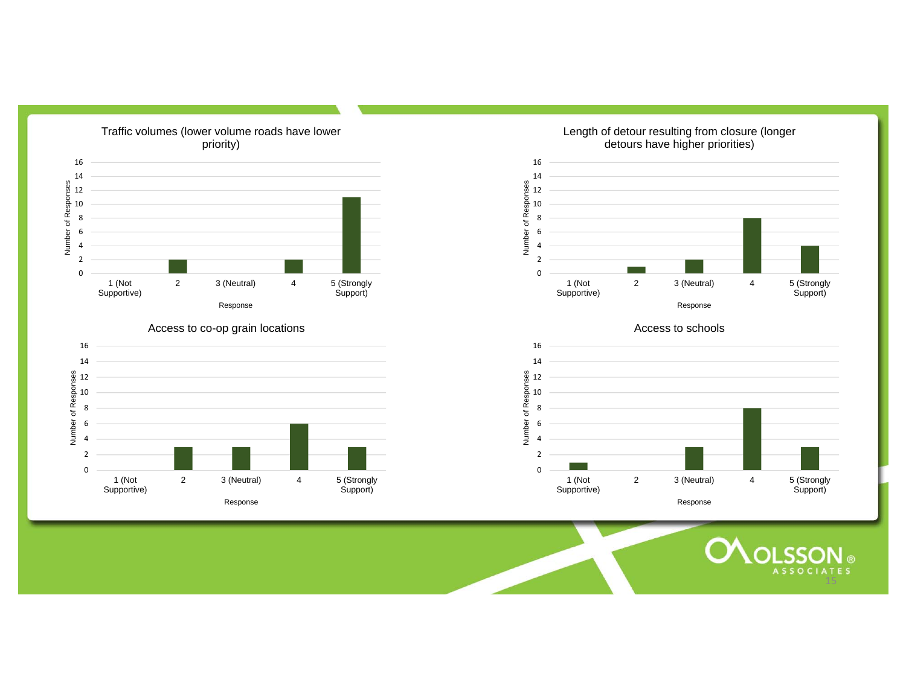### Traffic volumes (lower volume roads have lower priority)

| Response | Number of Responses |
| --- | --- |
| 1 (Not Supportive) | 0 |
| 2 | 2 |
| 3 (Neutral) | 0 |
| 4 | 2 |
| 5 (Strongly Support) | 11 |

### Length of detour resulting from closure (longer detours have higher priorities)

| Response | Number of Responses |
| --- | --- |
| 1 (Not Supportive) | 0 |
| 2 | 1 |
| 3 (Neutral) | 2 |
| 4 | 8 |
| 5 (Strongly Support) | 4 |

### Access to co-op grain locations

| Response | Number of Responses |
| --- | --- |
| 1 (Not Supportive) | 0 |
| 2 | 3 |
| 3 (Neutral) | 3 |
| 4 | 6 |
| 5 (Strongly Support) | 3 |

### Access to schools

| Response | Number of Responses |
| --- | --- |
| 1 (Not Supportive) | 1 |
| 2 | 0 |
| 3 (Neutral) | 3 |
| 4 | 8 |
| 5 (Strongly Support) | 3 |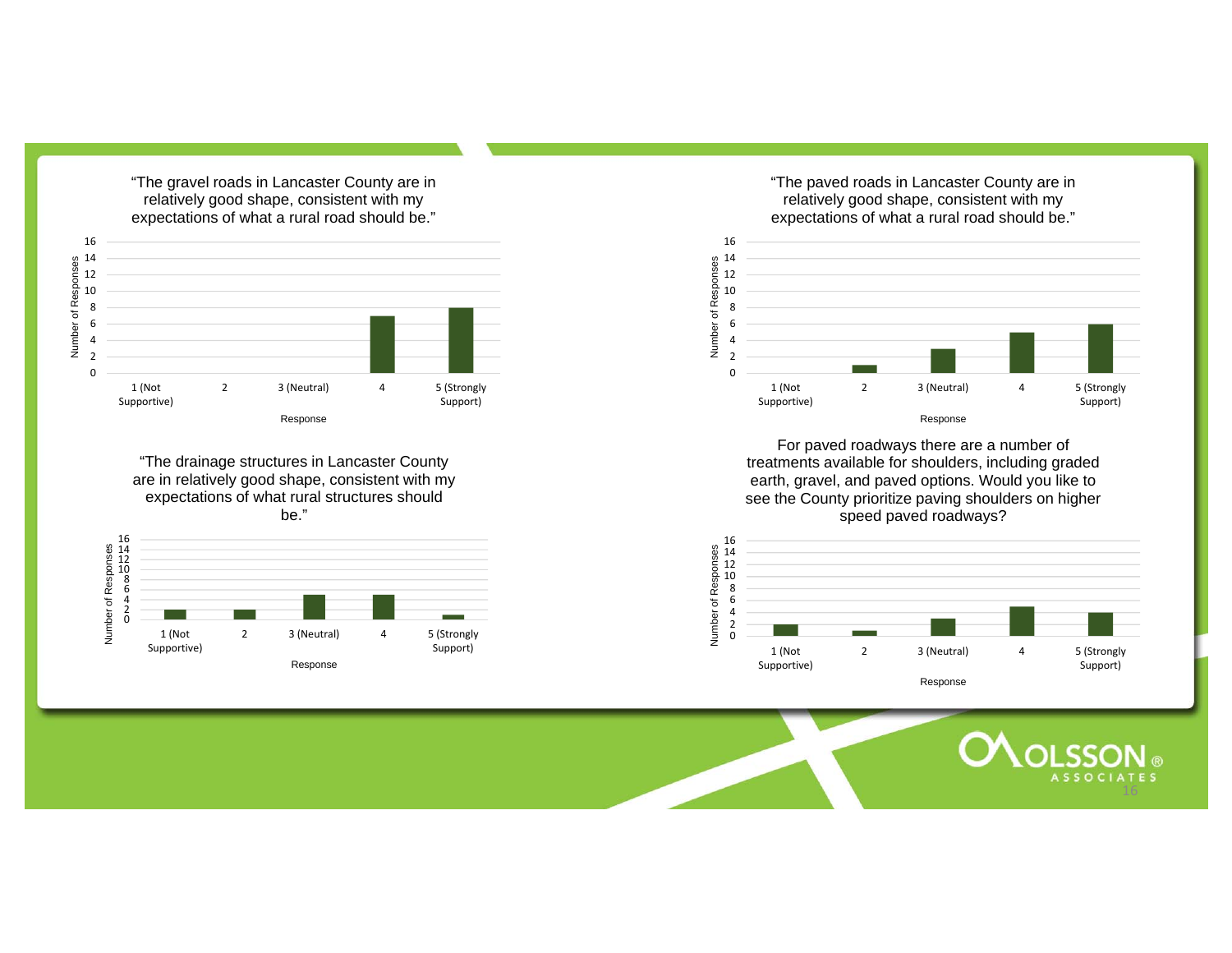"The gravel roads in Lancaster County are in relatively good shape, consistent with my expectations of what a rural road should be."

| Response | Number of Responses |
|---|---|
| 1 (Not Supportive) | 0 |
| 2 | 0 |
| 3 (Neutral) | 0 |
| 4 | 7 |
| 5 (Strongly Support) | 8 |

"The paved roads in Lancaster County are in relatively good shape, consistent with my expectations of what a rural road should be."

| Response | Number of Responses |
|---|---|
| 1 (Not Supportive) | 0 |
| 2 | 1 |
| 3 (Neutral) | 3 |
| 4 | 5 |
| 5 (Strongly Support) | 6 |

"The drainage structures in Lancaster County are in relatively good shape, consistent with my expectations of what rural structures should be."

| Response | Number of Responses |
|---|---|
| 1 (Not Supportive) | 2 |
| 2 | 2 |
| 3 (Neutral) | 5 |
| 4 | 5 |
| 5 (Strongly Support) | 1 |

For paved roadways there are a number of treatments available for shoulders, including graded earth, gravel, and paved options. Would you like to see the County prioritize paving shoulders on higher speed paved roadways?

| Response | Number of Responses |
|---|---|
| 1 (Not Supportive) | 2 |
| 2 | 1 |
| 3 (Neutral) | 3 |
| 4 | 5 |
| 5 (Strongly Support) | 4 |

OLSSON ASSOCIATES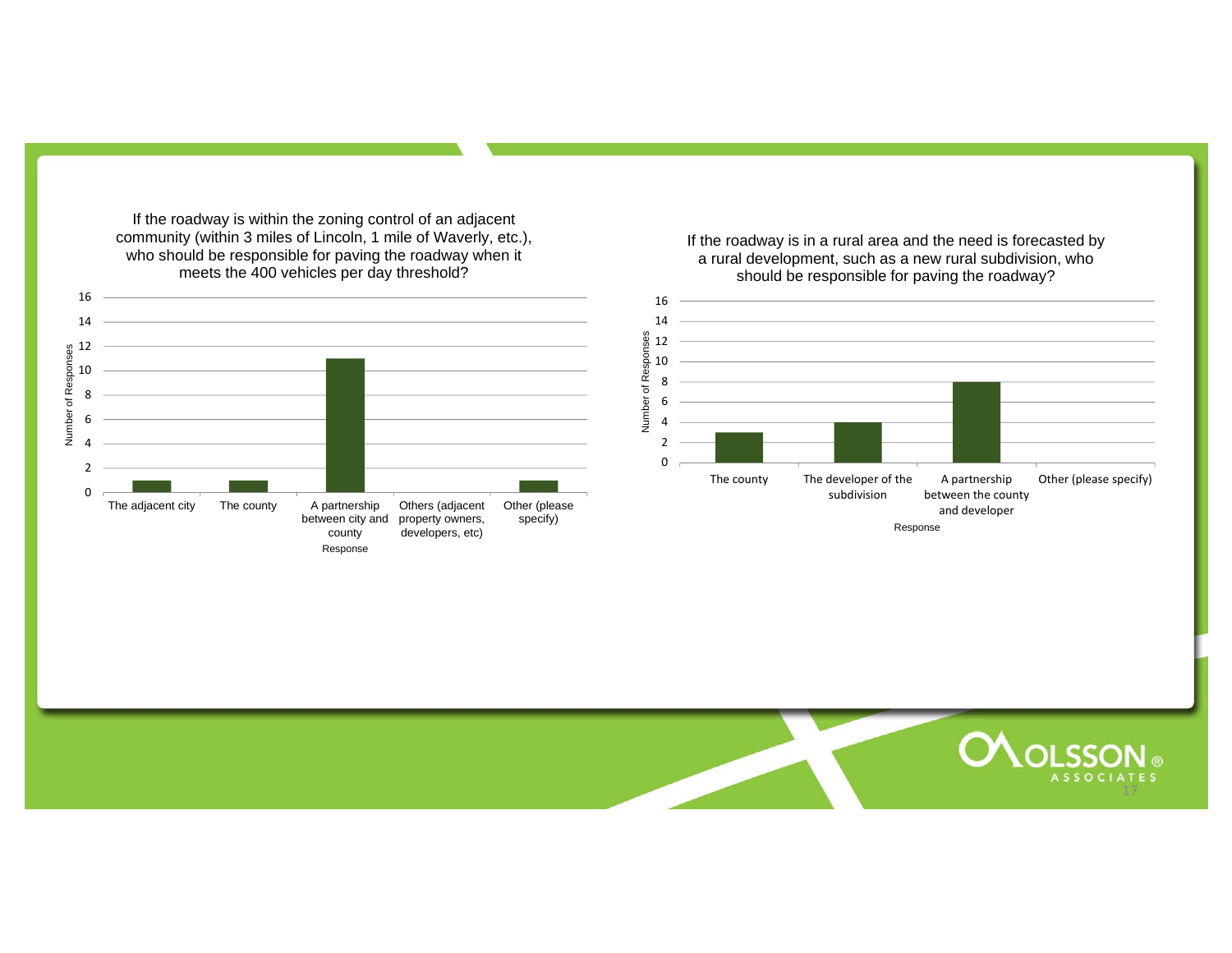If the roadway is within the zoning control of an adjacent community (within 3 miles of Lincoln, 1 mile of Waverly, etc.), who should be responsible for paving the roadway when it meets the 400 vehicles per day threshold?

| Response | Number of Responses |
| --- | --- |
| The adjacent city | 1 |
| The county | 1 |
| A partnership between city and county | 11 |
| Others (adjacent property owners, developers, etc) | 0 |
| Other (please specify) | 1 |

If the roadway is in a rural area and the need is forecasted by a rural development, such as a new rural subdivision, who should be responsible for paving the roadway?

| Response | Number of Responses |
| --- | --- |
| The county | 3 |
| The developer of the subdivision | 4 |
| A partnership between the county and developer | 8 |
| Other (please specify) | 0 |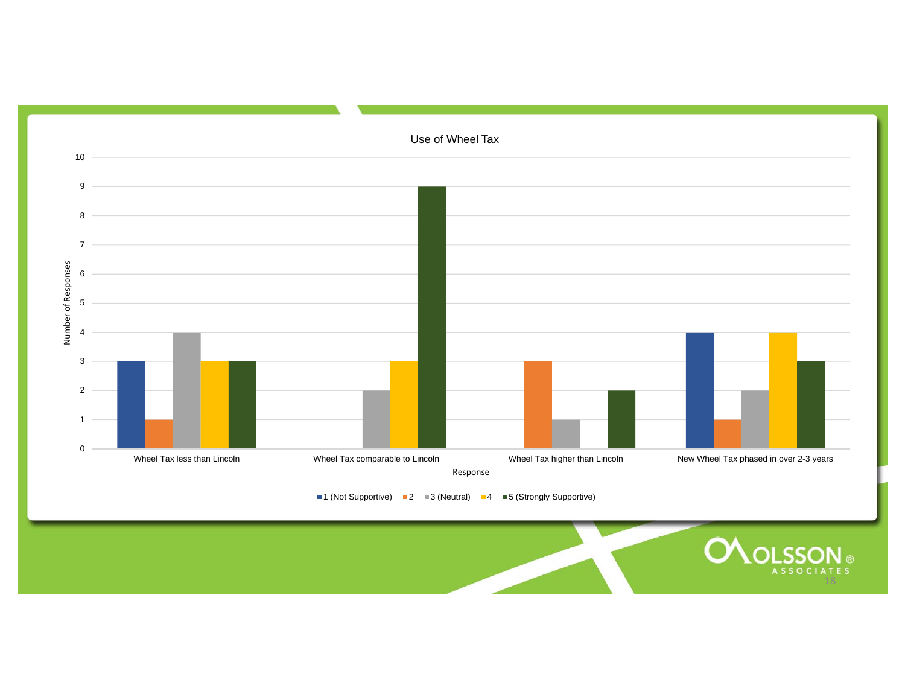## Use of Wheel Tax

| Response | 1 (Not Supportive) | 2 | 3 (Neutral) | 4 | 5 (Strongly Supportive) |
|---|---|---|---|---|---|
| Wheel Tax less than Lincoln | 3 | 1 | 4 | 3 | 3 |
| Wheel Tax comparable to Lincoln | | | 2 | 3 | 9 |
| Wheel Tax higher than Lincoln | | 3 | 1 | | 2 |
| New Wheel Tax phased in over 2-3 years | 4 | 1 | 2 | 4 | 3 |

Y-axis: Number of Responses. X-axis: Response.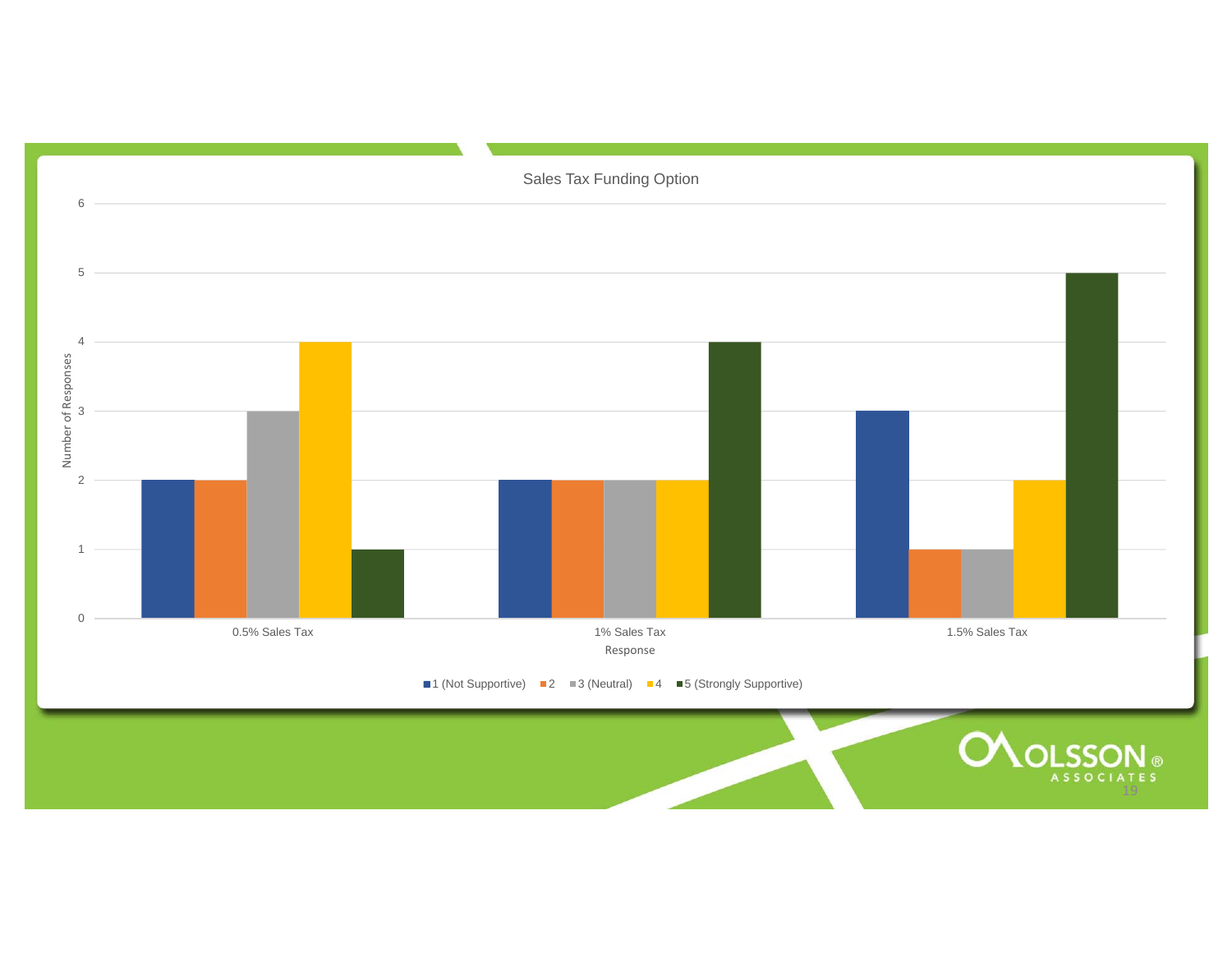## Sales Tax Funding Option

| Response | 1 (Not Supportive) | 2 | 3 (Neutral) | 4 | 5 (Strongly Supportive) |
|---|---|---|---|---|---|
| 0.5% Sales Tax | 2 | 2 | 3 | 4 | 1 |
| 1% Sales Tax | 2 | 2 | 2 | 2 | 4 |
| 1.5% Sales Tax | 3 | 1 | 1 | 2 | 5 |

Number of Responses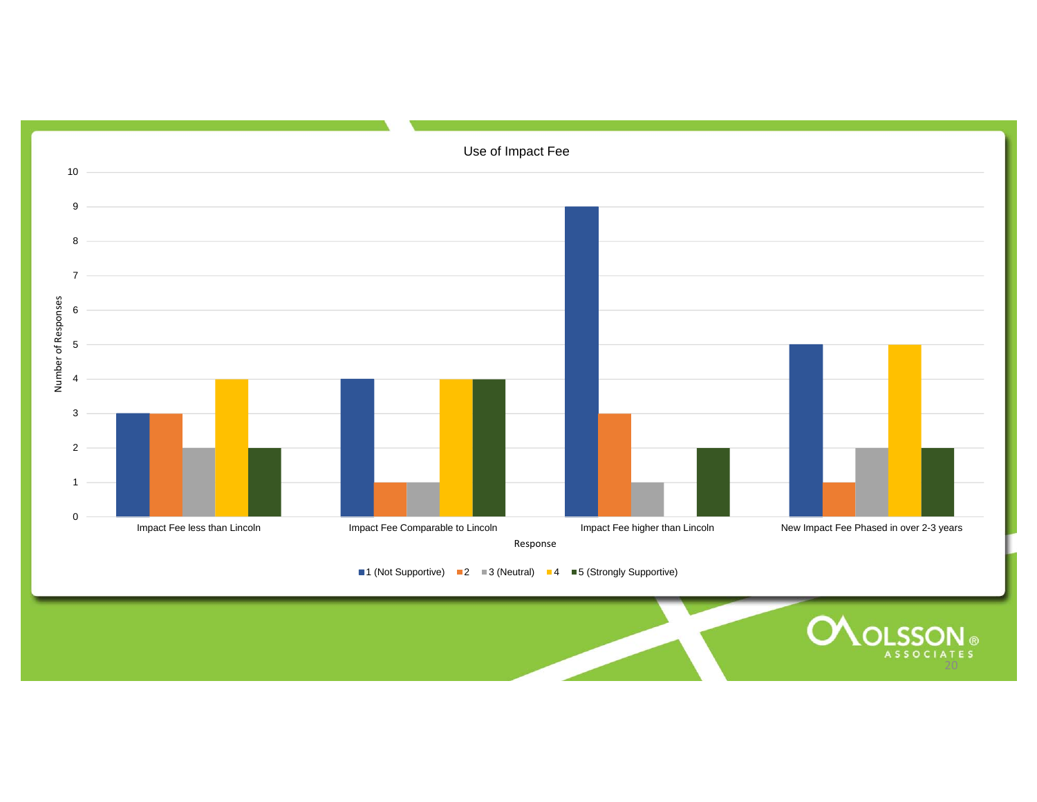## Use of Impact Fee

| Response | 1 (Not Supportive) | 2 | 3 (Neutral) | 4 | 5 (Strongly Supportive) |
|---|---|---|---|---|---|
| Impact Fee less than Lincoln | 3 | 3 | 2 | 4 | 2 |
| Impact Fee Comparable to Lincoln | 4 | 1 | 1 | 4 | 4 |
| Impact Fee higher than Lincoln | 9 | 3 | 1 | 0 | 2 |
| New Impact Fee Phased in over 2-3 years | 5 | 1 | 2 | 5 | 2 |

Number of Responses

OLSSON ASSOCIATES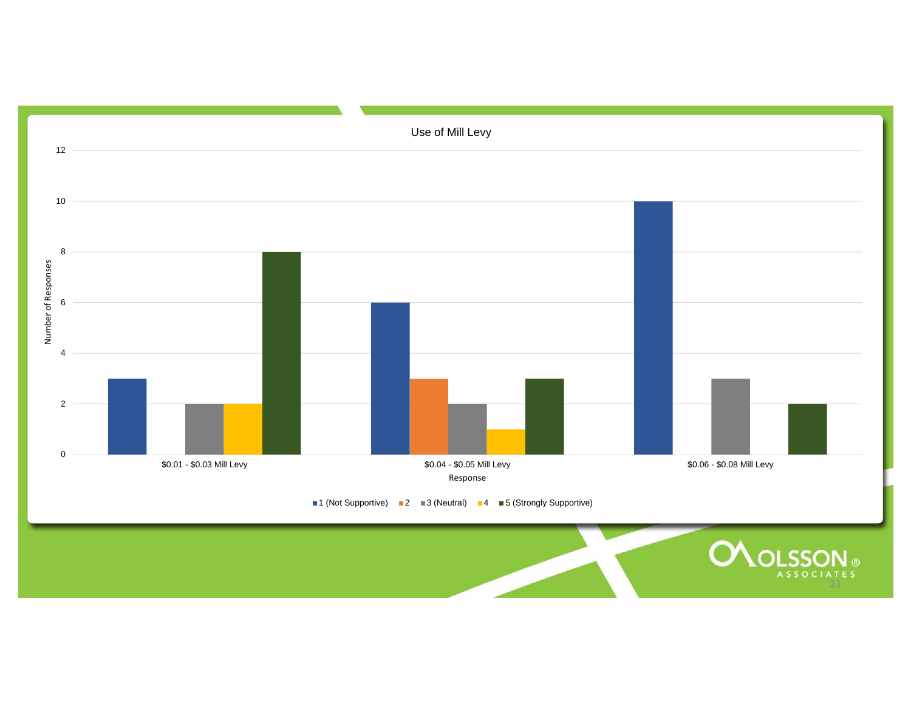## Use of Mill Levy

| Response | 1 (Not Supportive) | 2 | 3 (Neutral) | 4 | 5 (Strongly Supportive) |
|---|---|---|---|---|---|
| $0.01 - $0.03 Mill Levy | 3 | 0 | 2 | 2 | 8 |
| $0.04 - $0.05 Mill Levy | 6 | 3 | 2 | 1 | 3 |
| $0.06 - $0.08 Mill Levy | 10 | 0 | 3 | 0 | 2 |

Number of Responses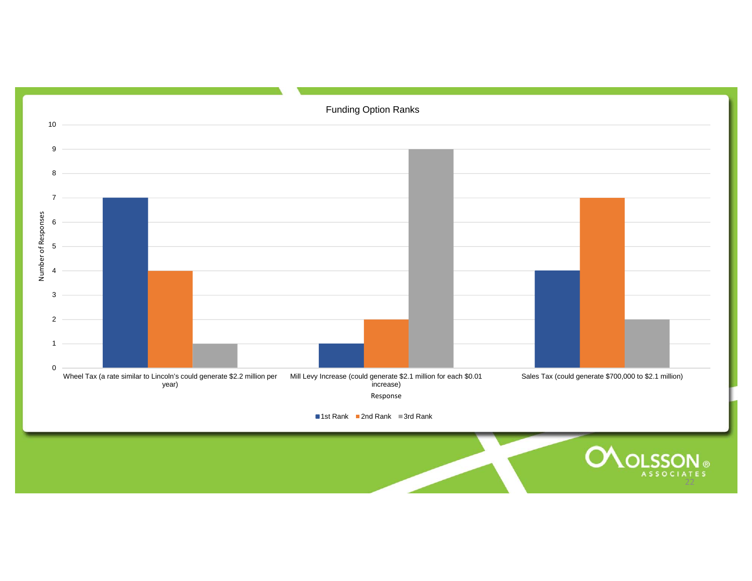## Funding Option Ranks

| Response | 1st Rank | 2nd Rank | 3rd Rank |
|---|---|---|---|
| Wheel Tax (a rate similar to Lincoln's could generate $2.2 million per year) | 7 | 4 | 1 |
| Mill Levy Increase (could generate $2.1 million for each $0.01 increase) | 1 | 2 | 9 |
| Sales Tax (could generate $700,000 to $2.1 million) | 4 | 7 | 2 |

Number of Responses

OLSSON® ASSOCIATES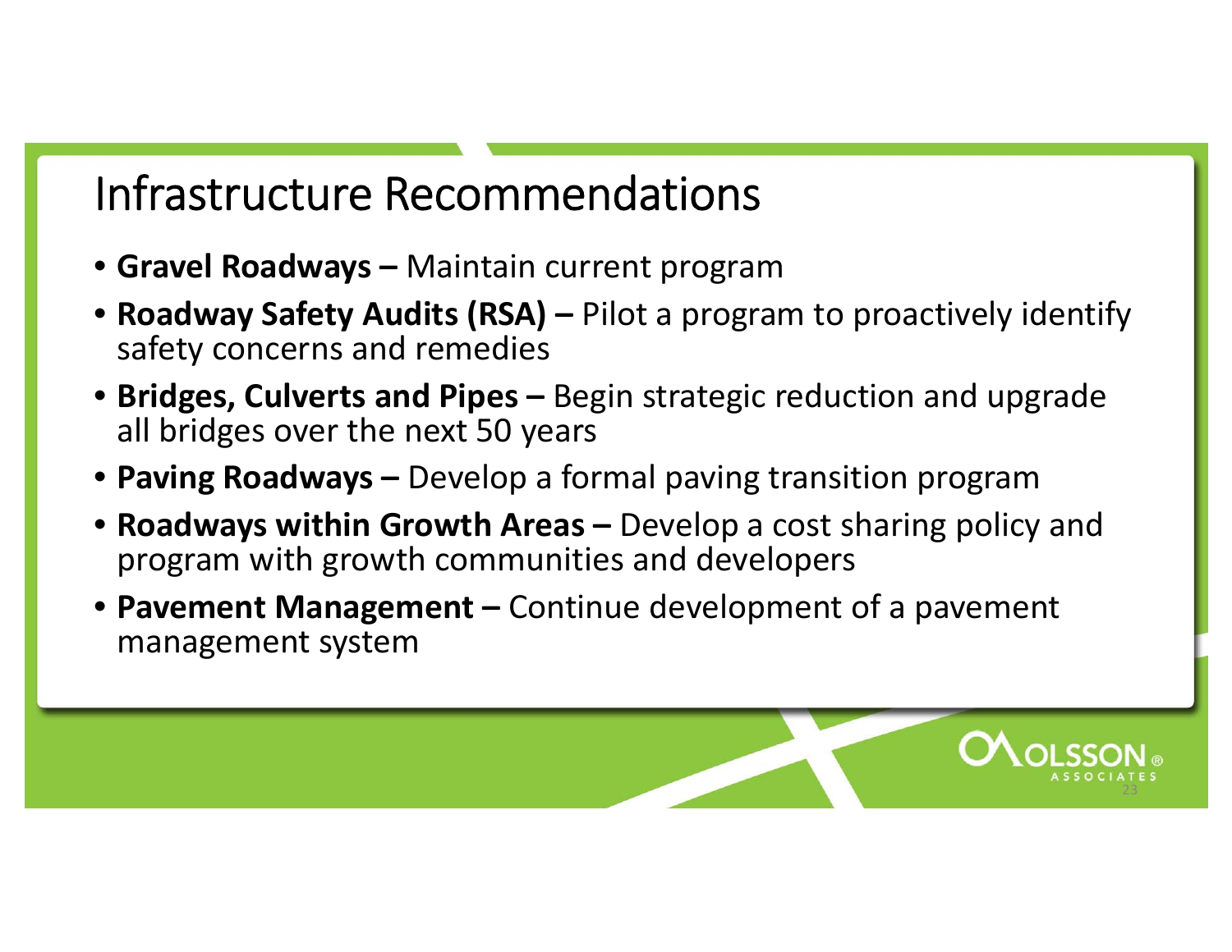# Infrastructure Recommendations

- **Gravel Roadways –** Maintain current program
- **Roadway Safety Audits (RSA) –** Pilot a program to proactively identify safety concerns and remedies
- **Bridges, Culverts and Pipes –** Begin strategic reduction and upgrade all bridges over the next 50 years
- **Paving Roadways –** Develop a formal paving transition program
- **Roadways within Growth Areas –** Develop a cost sharing policy and program with growth communities and developers
- **Pavement Management –** Continue development of a pavement management system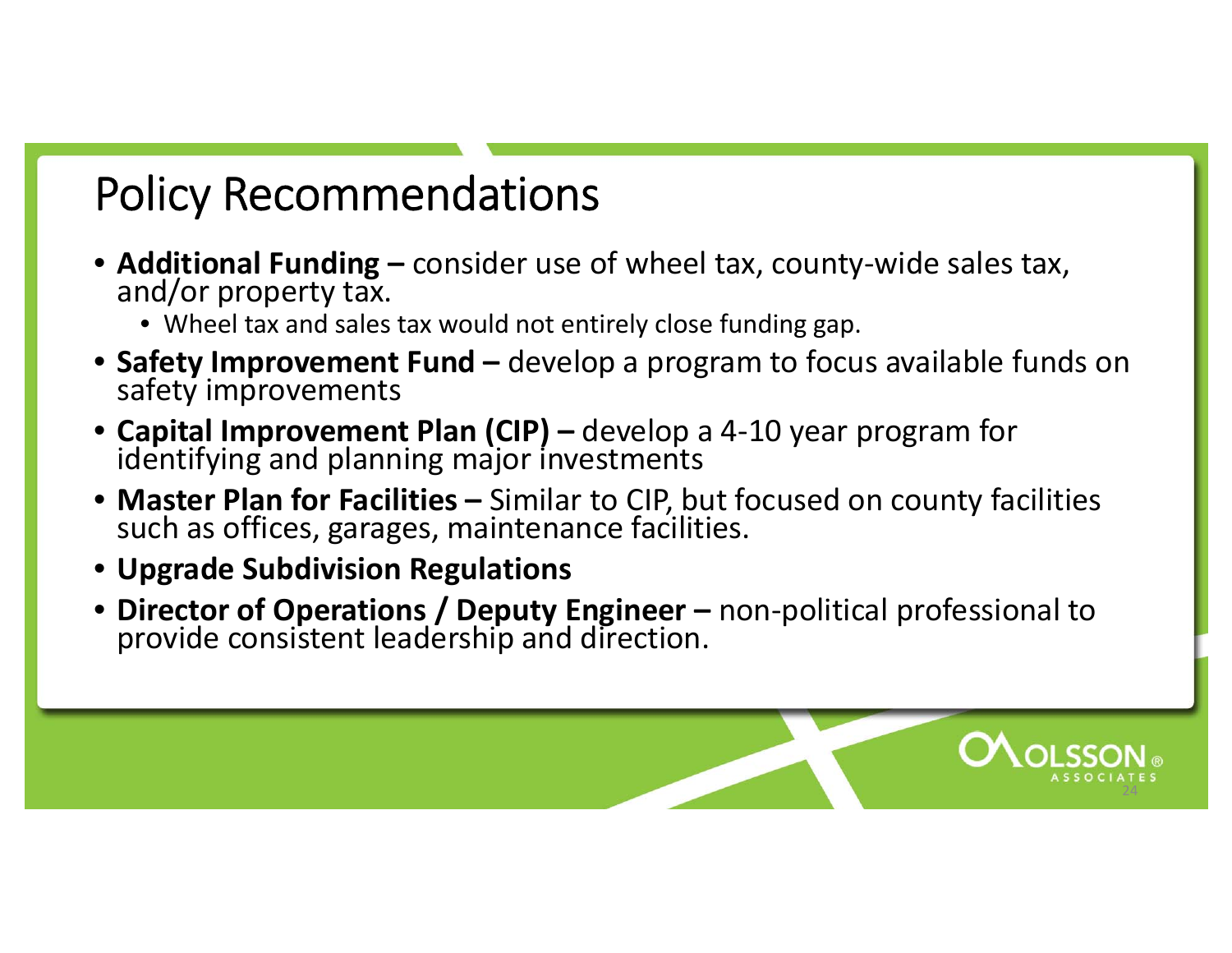# Policy Recommendations

- **Additional Funding –** consider use of wheel tax, county-wide sales tax, and/or property tax.
  - Wheel tax and sales tax would not entirely close funding gap.
- **Safety Improvement Fund –** develop a program to focus available funds on safety improvements
- **Capital Improvement Plan (CIP) –** develop a 4-10 year program for identifying and planning major investments
- **Master Plan for Facilities –** Similar to CIP, but focused on county facilities such as offices, garages, maintenance facilities.
- **Upgrade Subdivision Regulations**
- **Director of Operations / Deputy Engineer –** non-political professional to provide consistent leadership and direction.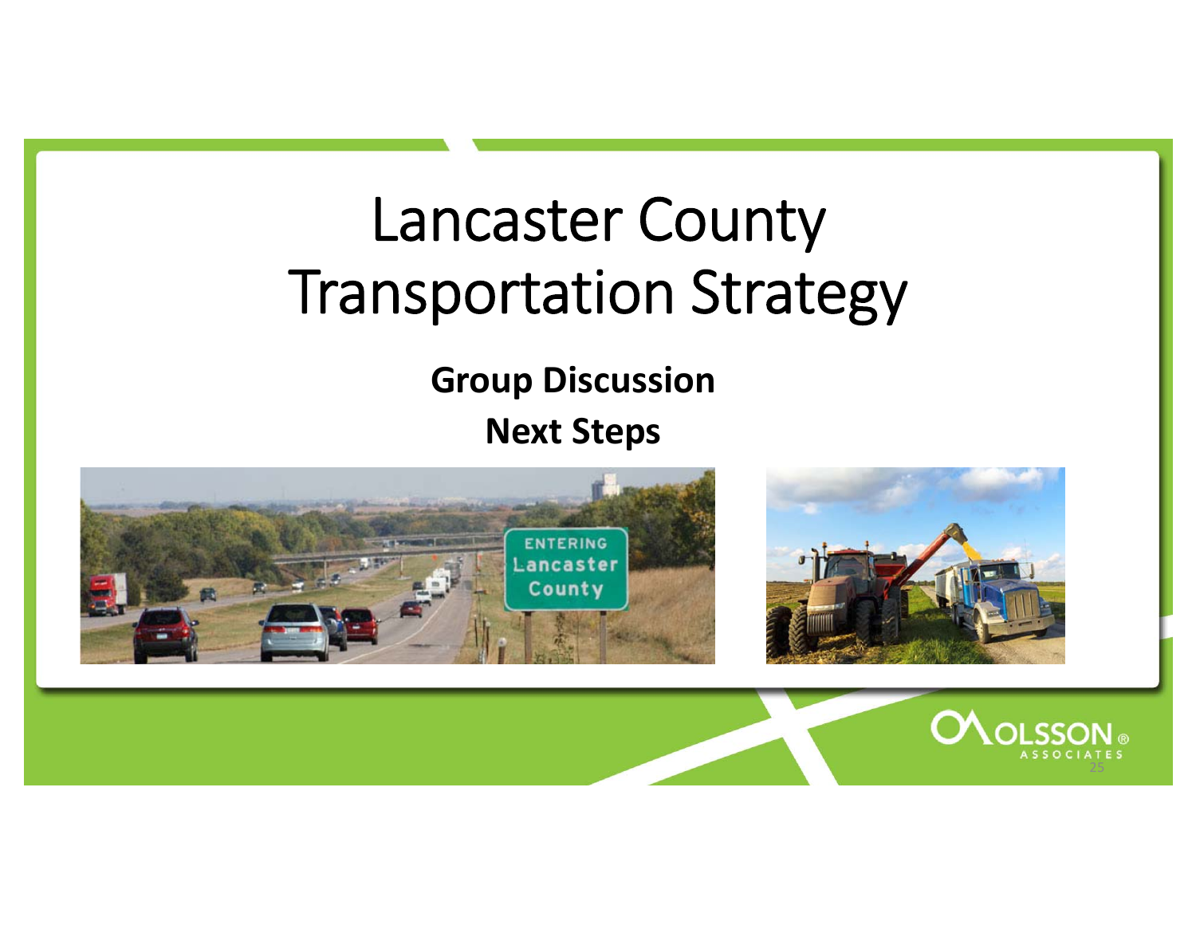# Lancaster County Transportation Strategy

**Group Discussion**

**Next Steps**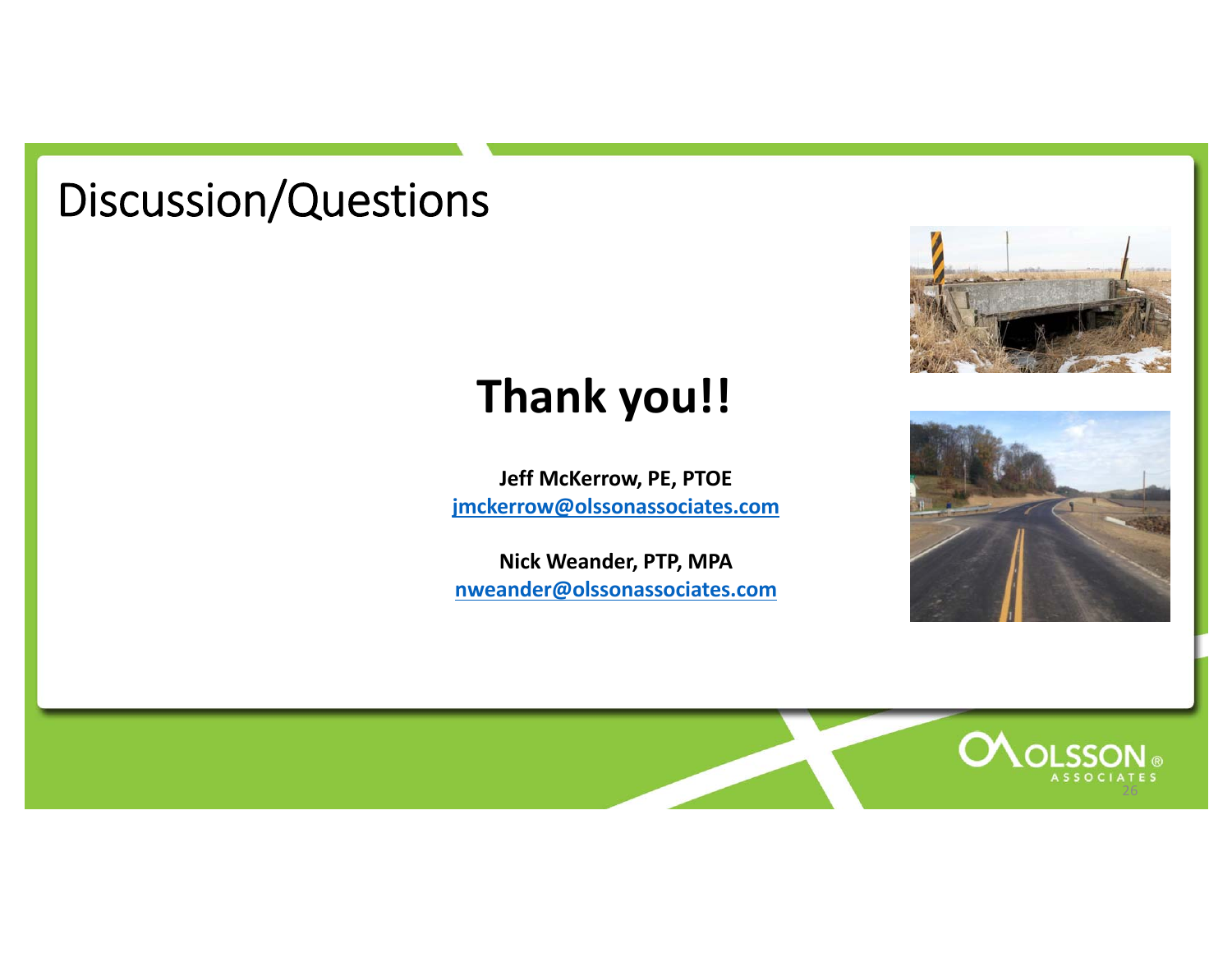# Discussion/Questions

## Thank you!!

**Jeff McKerrow, PE, PTOE**
**jmckerrow@olssonassociates.com**

**Nick Weander, PTP, MPA**
**nweander@olssonassociates.com**